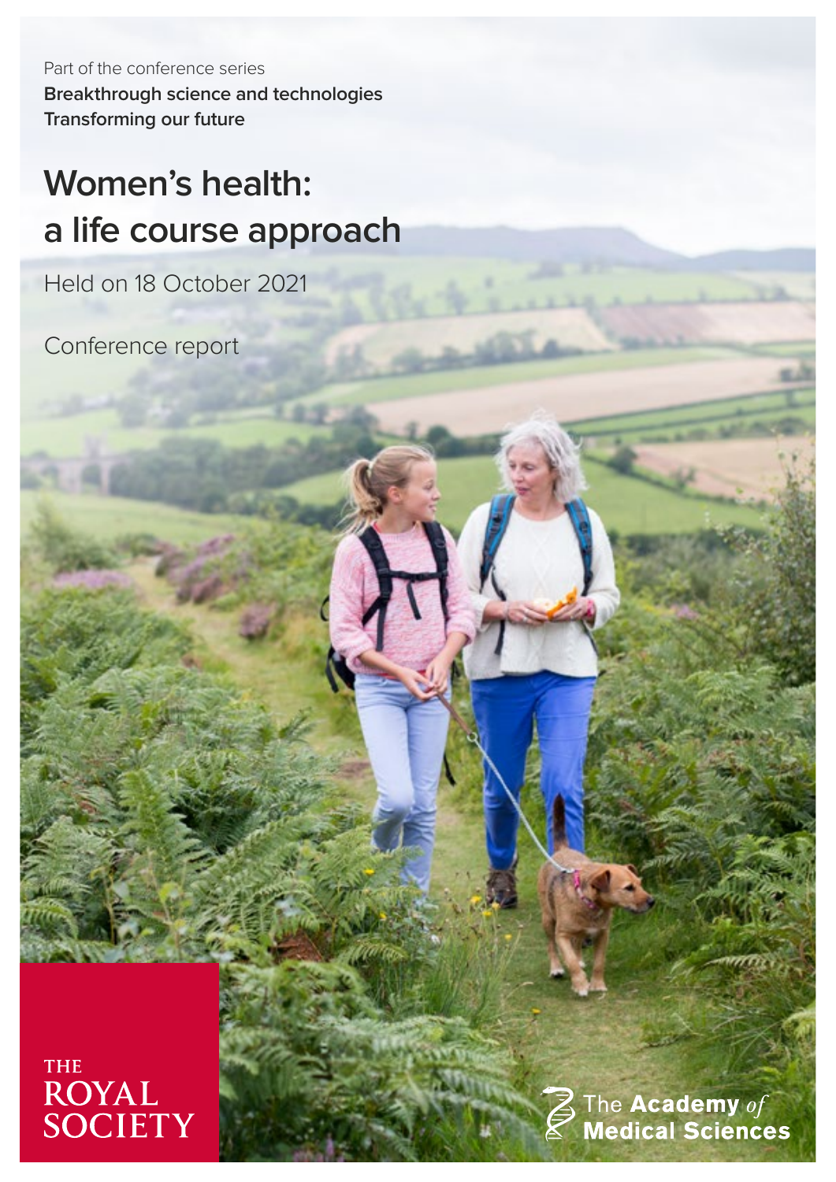Part of the conference series
**Breakthrough science and technologies**
**Transforming our future**

# Women's health: a life course approach

Held on 18 October 2021

Conference report

THE ROYAL SOCIETY

The Academy *of* Medical Sciences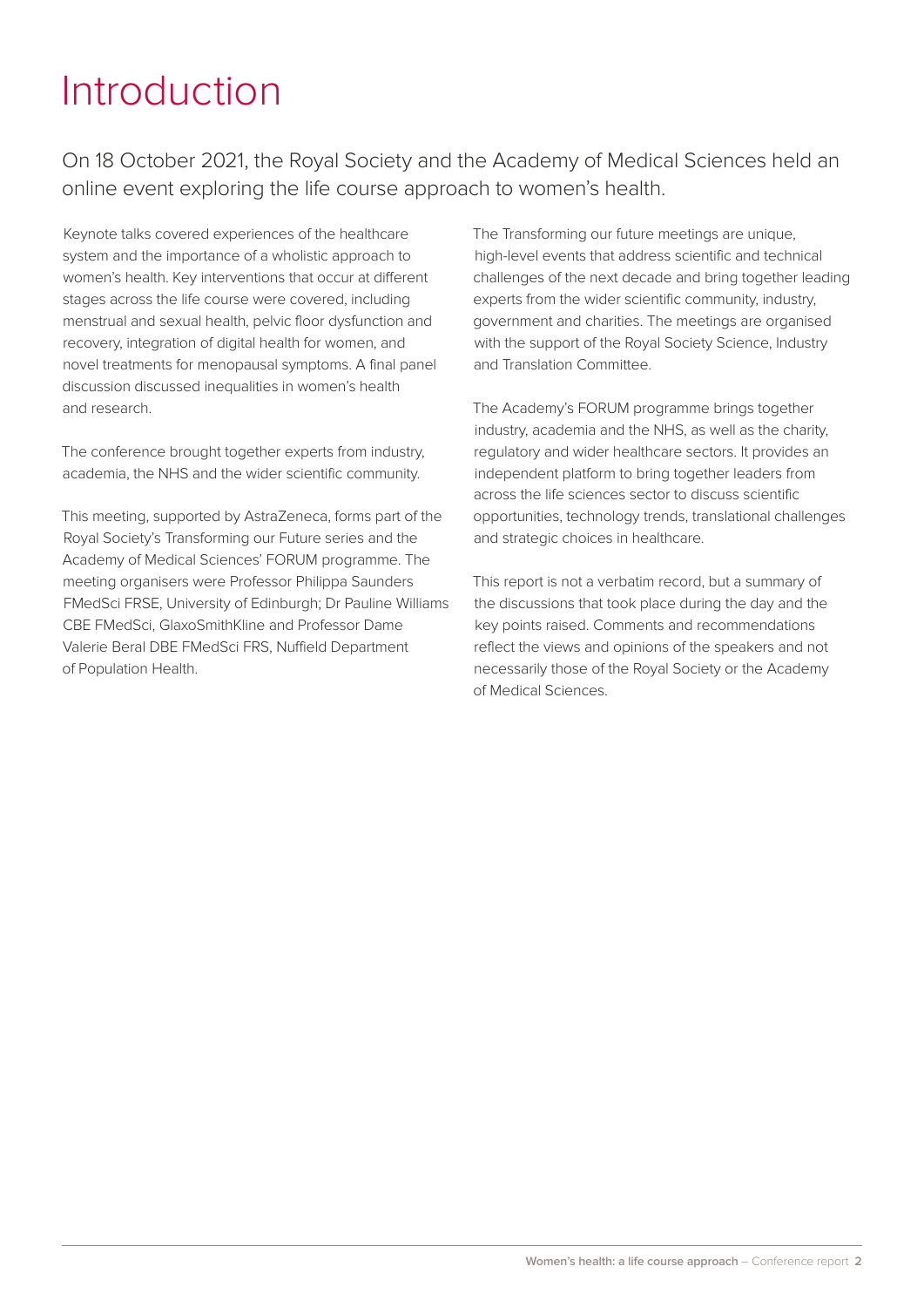# Introduction

On 18 October 2021, the Royal Society and the Academy of Medical Sciences held an online event exploring the life course approach to women's health.

Keynote talks covered experiences of the healthcare system and the importance of a wholistic approach to women's health. Key interventions that occur at different stages across the life course were covered, including menstrual and sexual health, pelvic floor dysfunction and recovery, integration of digital health for women, and novel treatments for menopausal symptoms. A final panel discussion discussed inequalities in women's health and research.

The conference brought together experts from industry, academia, the NHS and the wider scientific community.

This meeting, supported by AstraZeneca, forms part of the Royal Society's Transforming our Future series and the Academy of Medical Sciences' FORUM programme. The meeting organisers were Professor Philippa Saunders FMedSci FRSE, University of Edinburgh; Dr Pauline Williams CBE FMedSci, GlaxoSmithKline and Professor Dame Valerie Beral DBE FMedSci FRS, Nuffield Department of Population Health.

The Transforming our future meetings are unique, high-level events that address scientific and technical challenges of the next decade and bring together leading experts from the wider scientific community, industry, government and charities. The meetings are organised with the support of the Royal Society Science, Industry and Translation Committee.

The Academy's FORUM programme brings together industry, academia and the NHS, as well as the charity, regulatory and wider healthcare sectors. It provides an independent platform to bring together leaders from across the life sciences sector to discuss scientific opportunities, technology trends, translational challenges and strategic choices in healthcare.

This report is not a verbatim record, but a summary of the discussions that took place during the day and the key points raised. Comments and recommendations reflect the views and opinions of the speakers and not necessarily those of the Royal Society or the Academy of Medical Sciences.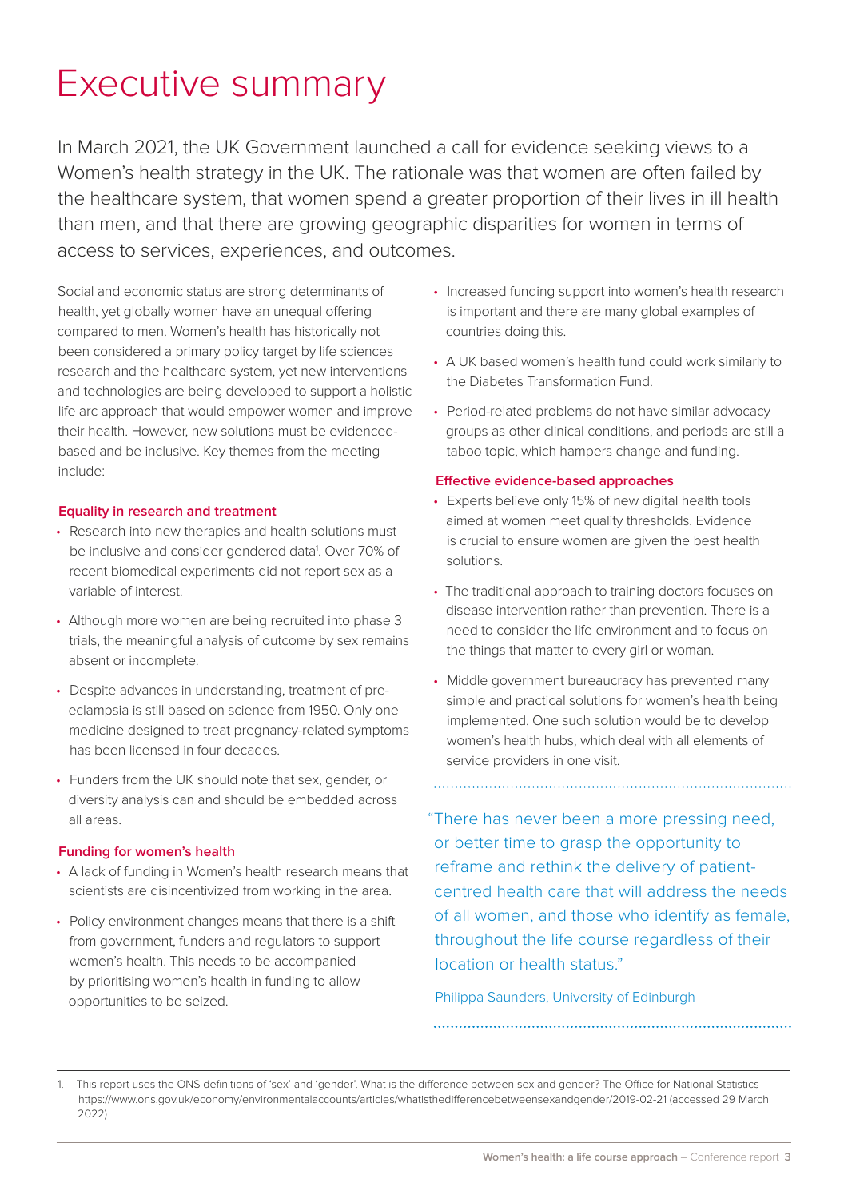# Executive summary

In March 2021, the UK Government launched a call for evidence seeking views to a Women's health strategy in the UK. The rationale was that women are often failed by the healthcare system, that women spend a greater proportion of their lives in ill health than men, and that there are growing geographic disparities for women in terms of access to services, experiences, and outcomes.

Social and economic status are strong determinants of health, yet globally women have an unequal offering compared to men. Women's health has historically not been considered a primary policy target by life sciences research and the healthcare system, yet new interventions and technologies are being developed to support a holistic life arc approach that would empower women and improve their health. However, new solutions must be evidenced-based and be inclusive. Key themes from the meeting include:

**Equality in research and treatment**

- Research into new therapies and health solutions must be inclusive and consider gendered data[1]. Over 70% of recent biomedical experiments did not report sex as a variable of interest.
- Although more women are being recruited into phase 3 trials, the meaningful analysis of outcome by sex remains absent or incomplete.
- Despite advances in understanding, treatment of pre-eclampsia is still based on science from 1950. Only one medicine designed to treat pregnancy-related symptoms has been licensed in four decades.
- Funders from the UK should note that sex, gender, or diversity analysis can and should be embedded across all areas.

**Funding for women's health**

- A lack of funding in Women's health research means that scientists are disincentivized from working in the area.
- Policy environment changes means that there is a shift from government, funders and regulators to support women's health. This needs to be accompanied by prioritising women's health in funding to allow opportunities to be seized.
- Increased funding support into women's health research is important and there are many global examples of countries doing this.
- A UK based women's health fund could work similarly to the Diabetes Transformation Fund.
- Period-related problems do not have similar advocacy groups as other clinical conditions, and periods are still a taboo topic, which hampers change and funding.

**Effective evidence-based approaches**

- Experts believe only 15% of new digital health tools aimed at women meet quality thresholds. Evidence is crucial to ensure women are given the best health solutions.
- The traditional approach to training doctors focuses on disease intervention rather than prevention. There is a need to consider the life environment and to focus on the things that matter to every girl or woman.
- Middle government bureaucracy has prevented many simple and practical solutions for women's health being implemented. One such solution would be to develop women's health hubs, which deal with all elements of service providers in one visit.

> "There has never been a more pressing need, or better time to grasp the opportunity to reframe and rethink the delivery of patient-centred health care that will address the needs of all women, and those who identify as female, throughout the life course regardless of their location or health status."
>
> Philippa Saunders, University of Edinburgh

1. This report uses the ONS definitions of 'sex' and 'gender'. What is the difference between sex and gender? The Office for National Statistics https://www.ons.gov.uk/economy/environmentalaccounts/articles/whatisthedifferencebetweensexandgender/2019-02-21 (accessed 29 March 2022)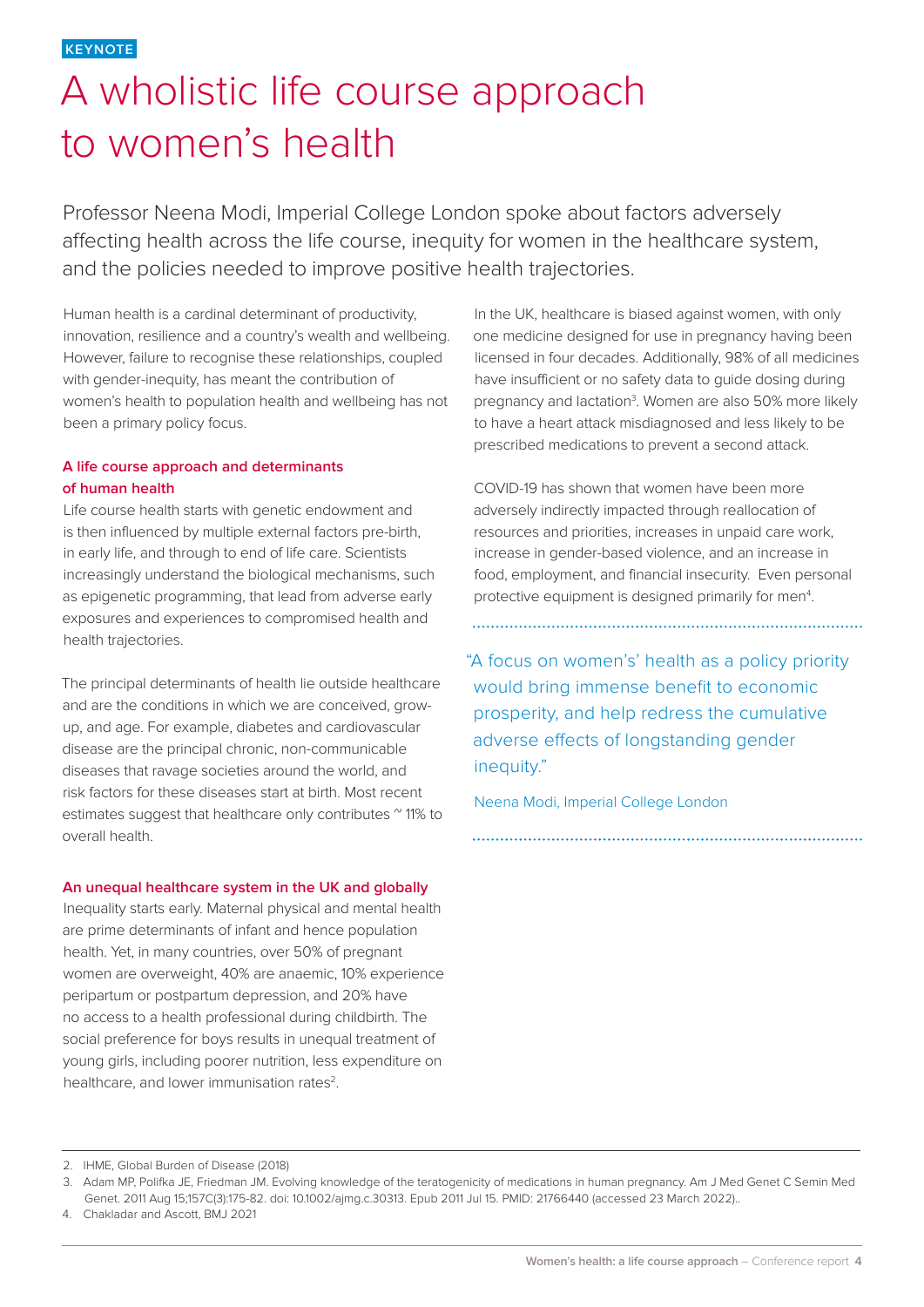KEYNOTE

# A wholistic life course approach to women's health

Professor Neena Modi, Imperial College London spoke about factors adversely affecting health across the life course, inequity for women in the healthcare system, and the policies needed to improve positive health trajectories.

Human health is a cardinal determinant of productivity, innovation, resilience and a country's wealth and wellbeing. However, failure to recognise these relationships, coupled with gender-inequity, has meant the contribution of women's health to population health and wellbeing has not been a primary policy focus.

### A life course approach and determinants of human health

Life course health starts with genetic endowment and is then influenced by multiple external factors pre-birth, in early life, and through to end of life care. Scientists increasingly understand the biological mechanisms, such as epigenetic programming, that lead from adverse early exposures and experiences to compromised health and health trajectories.

The principal determinants of health lie outside healthcare and are the conditions in which we are conceived, grow-up, and age. For example, diabetes and cardiovascular disease are the principal chronic, non-communicable diseases that ravage societies around the world, and risk factors for these diseases start at birth. Most recent estimates suggest that healthcare only contributes ~ 11% to overall health.

### An unequal healthcare system in the UK and globally

Inequality starts early. Maternal physical and mental health are prime determinants of infant and hence population health. Yet, in many countries, over 50% of pregnant women are overweight, 40% are anaemic, 10% experience peripartum or postpartum depression, and 20% have no access to a health professional during childbirth. The social preference for boys results in unequal treatment of young girls, including poorer nutrition, less expenditure on healthcare, and lower immunisation rates[2].

In the UK, healthcare is biased against women, with only one medicine designed for use in pregnancy having been licensed in four decades. Additionally, 98% of all medicines have insufficient or no safety data to guide dosing during pregnancy and lactation[3]. Women are also 50% more likely to have a heart attack misdiagnosed and less likely to be prescribed medications to prevent a second attack.

COVID-19 has shown that women have been more adversely indirectly impacted through reallocation of resources and priorities, increases in unpaid care work, increase in gender-based violence, and an increase in food, employment, and financial insecurity. Even personal protective equipment is designed primarily for men[4].

> "A focus on women's' health as a policy priority would bring immense benefit to economic prosperity, and help redress the cumulative adverse effects of longstanding gender inequity."
>
> Neena Modi, Imperial College London

---

2. IHME, Global Burden of Disease (2018)
3. Adam MP, Polifka JE, Friedman JM. Evolving knowledge of the teratogenicity of medications in human pregnancy. Am J Med Genet C Semin Med Genet. 2011 Aug 15;157C(3):175-82. doi: 10.1002/ajmg.c.30313. Epub 2011 Jul 15. PMID: 21766440 (accessed 23 March 2022)..
4. Chakladar and Ascott, BMJ 2021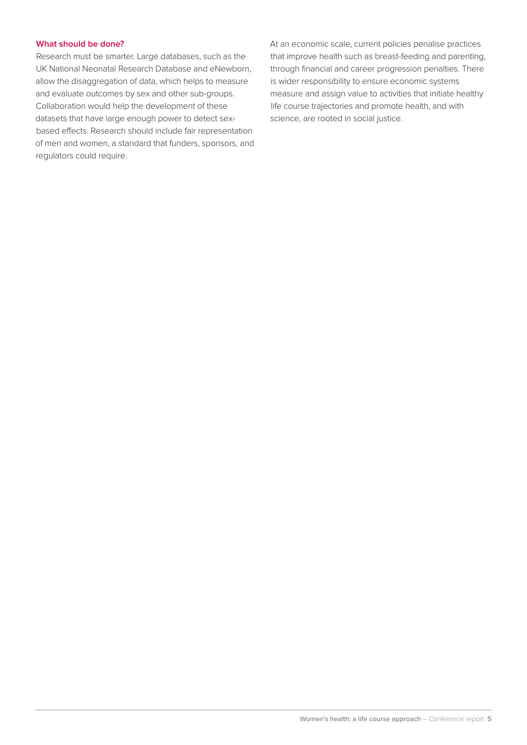### What should be done?

Research must be smarter. Large databases, such as the UK National Neonatal Research Database and eNewborn, allow the disaggregation of data, which helps to measure and evaluate outcomes by sex and other sub-groups. Collaboration would help the development of these datasets that have large enough power to detect sex-based effects. Research should include fair representation of men and women, a standard that funders, sponsors, and regulators could require.

At an economic scale, current policies penalise practices that improve health such as breast-feeding and parenting, through financial and career progression penalties. There is wider responsibility to ensure economic systems measure and assign value to activities that initiate healthy life course trajectories and promote health, and with science, are rooted in social justice.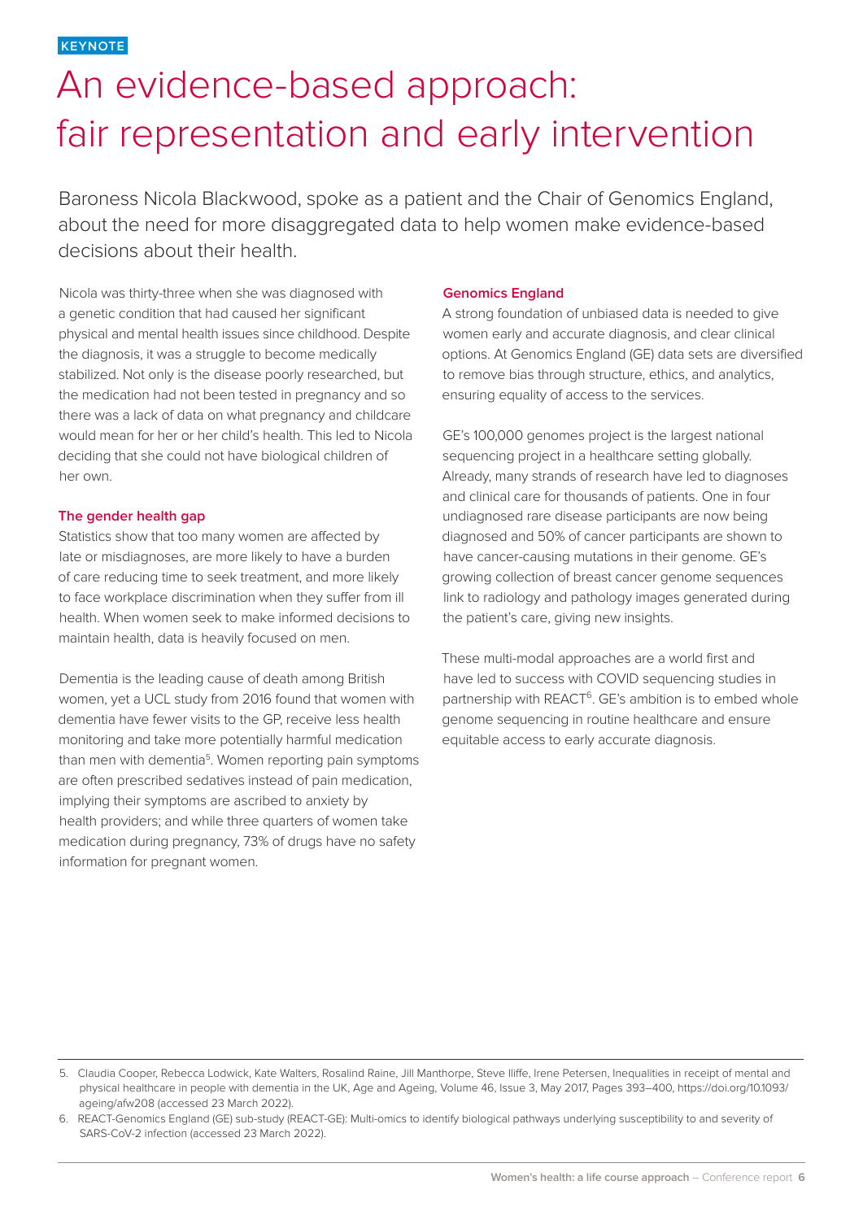KEYNOTE

# An evidence-based approach: fair representation and early intervention

Baroness Nicola Blackwood, spoke as a patient and the Chair of Genomics England, about the need for more disaggregated data to help women make evidence-based decisions about their health.

Nicola was thirty-three when she was diagnosed with a genetic condition that had caused her significant physical and mental health issues since childhood. Despite the diagnosis, it was a struggle to become medically stabilized. Not only is the disease poorly researched, but the medication had not been tested in pregnancy and so there was a lack of data on what pregnancy and childcare would mean for her or her child's health. This led to Nicola deciding that she could not have biological children of her own.

### The gender health gap

Statistics show that too many women are affected by late or misdiagnoses, are more likely to have a burden of care reducing time to seek treatment, and more likely to face workplace discrimination when they suffer from ill health. When women seek to make informed decisions to maintain health, data is heavily focused on men.

Dementia is the leading cause of death among British women, yet a UCL study from 2016 found that women with dementia have fewer visits to the GP, receive less health monitoring and take more potentially harmful medication than men with dementia[5]. Women reporting pain symptoms are often prescribed sedatives instead of pain medication, implying their symptoms are ascribed to anxiety by health providers; and while three quarters of women take medication during pregnancy, 73% of drugs have no safety information for pregnant women.

### Genomics England

A strong foundation of unbiased data is needed to give women early and accurate diagnosis, and clear clinical options. At Genomics England (GE) data sets are diversified to remove bias through structure, ethics, and analytics, ensuring equality of access to the services.

GE's 100,000 genomes project is the largest national sequencing project in a healthcare setting globally. Already, many strands of research have led to diagnoses and clinical care for thousands of patients. One in four undiagnosed rare disease participants are now being diagnosed and 50% of cancer participants are shown to have cancer-causing mutations in their genome. GE's growing collection of breast cancer genome sequences link to radiology and pathology images generated during the patient's care, giving new insights.

These multi-modal approaches are a world first and have led to success with COVID sequencing studies in partnership with REACT[6]. GE's ambition is to embed whole genome sequencing in routine healthcare and ensure equitable access to early accurate diagnosis.

---

5. Claudia Cooper, Rebecca Lodwick, Kate Walters, Rosalind Raine, Jill Manthorpe, Steve Iliffe, Irene Petersen, Inequalities in receipt of mental and physical healthcare in people with dementia in the UK, Age and Ageing, Volume 46, Issue 3, May 2017, Pages 393–400, https://doi.org/10.1093/ageing/afw208 (accessed 23 March 2022).
6. REACT-Genomics England (GE) sub-study (REACT-GE): Multi-omics to identify biological pathways underlying susceptibility to and severity of SARS-CoV-2 infection (accessed 23 March 2022).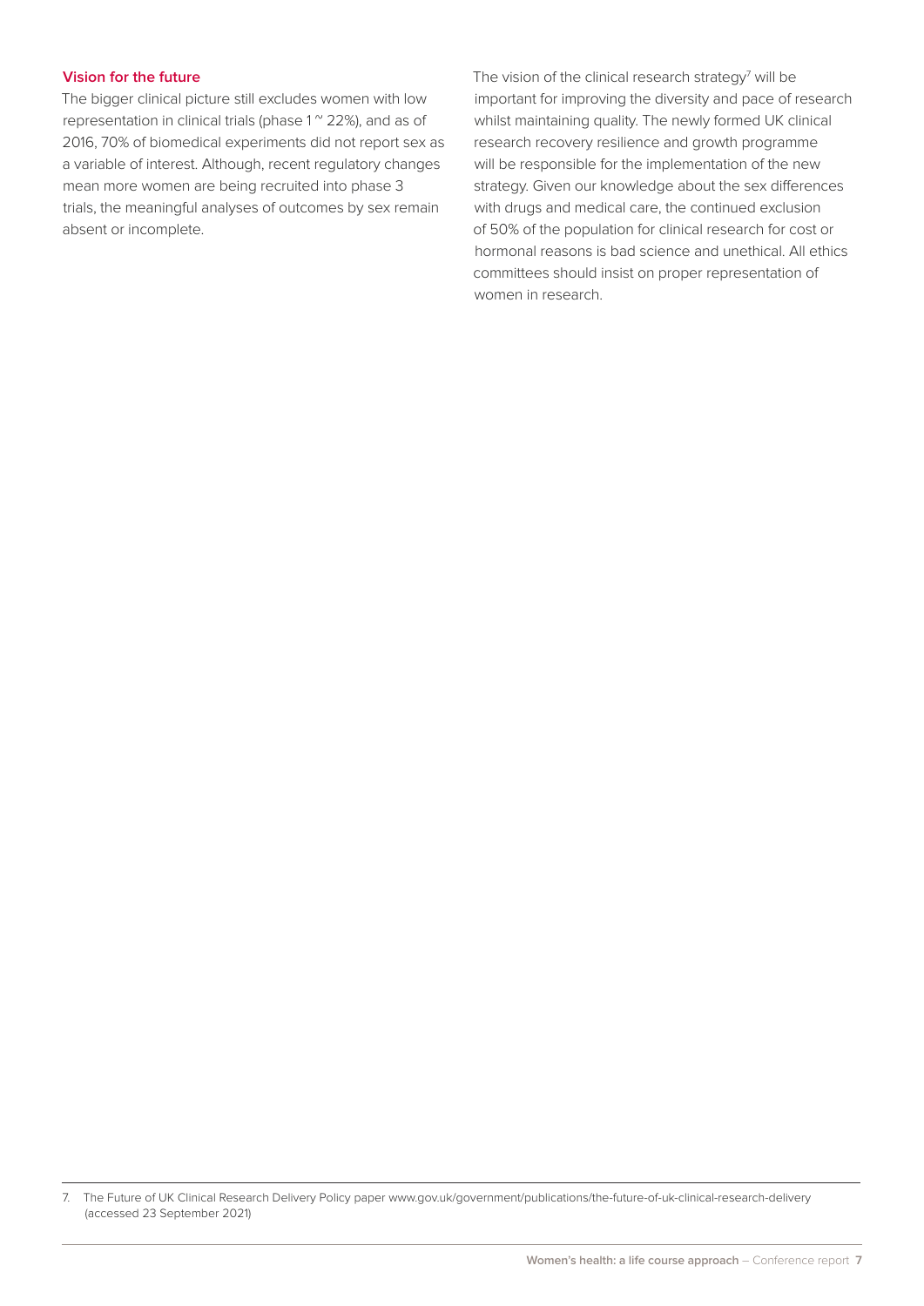## Vision for the future

The bigger clinical picture still excludes women with low representation in clinical trials (phase 1 ~ 22%), and as of 2016, 70% of biomedical experiments did not report sex as a variable of interest. Although, recent regulatory changes mean more women are being recruited into phase 3 trials, the meaningful analyses of outcomes by sex remain absent or incomplete.

The vision of the clinical research strategy[7] will be important for improving the diversity and pace of research whilst maintaining quality. The newly formed UK clinical research recovery resilience and growth programme will be responsible for the implementation of the new strategy. Given our knowledge about the sex differences with drugs and medical care, the continued exclusion of 50% of the population for clinical research for cost or hormonal reasons is bad science and unethical. All ethics committees should insist on proper representation of women in research.

7. The Future of UK Clinical Research Delivery Policy paper www.gov.uk/government/publications/the-future-of-uk-clinical-research-delivery (accessed 23 September 2021)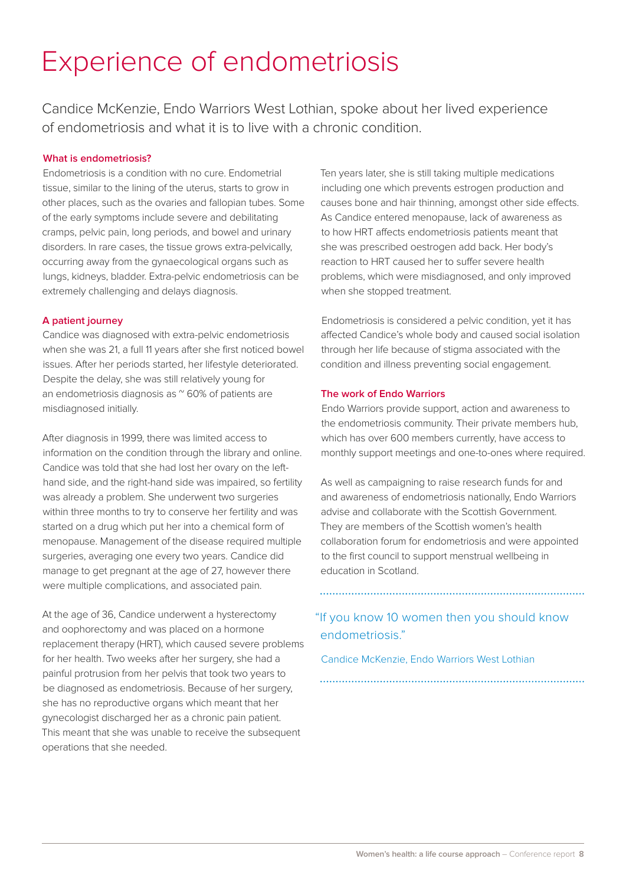# Experience of endometriosis

Candice McKenzie, Endo Warriors West Lothian, spoke about her lived experience of endometriosis and what it is to live with a chronic condition.

### What is endometriosis?

Endometriosis is a condition with no cure. Endometrial tissue, similar to the lining of the uterus, starts to grow in other places, such as the ovaries and fallopian tubes. Some of the early symptoms include severe and debilitating cramps, pelvic pain, long periods, and bowel and urinary disorders. In rare cases, the tissue grows extra-pelvically, occurring away from the gynaecological organs such as lungs, kidneys, bladder. Extra-pelvic endometriosis can be extremely challenging and delays diagnosis.

### A patient journey

Candice was diagnosed with extra-pelvic endometriosis when she was 21, a full 11 years after she first noticed bowel issues. After her periods started, her lifestyle deteriorated. Despite the delay, she was still relatively young for an endometriosis diagnosis as ~ 60% of patients are misdiagnosed initially.

After diagnosis in 1999, there was limited access to information on the condition through the library and online. Candice was told that she had lost her ovary on the left-hand side, and the right-hand side was impaired, so fertility was already a problem. She underwent two surgeries within three months to try to conserve her fertility and was started on a drug which put her into a chemical form of menopause. Management of the disease required multiple surgeries, averaging one every two years. Candice did manage to get pregnant at the age of 27, however there were multiple complications, and associated pain.

At the age of 36, Candice underwent a hysterectomy and oophorectomy and was placed on a hormone replacement therapy (HRT), which caused severe problems for her health. Two weeks after her surgery, she had a painful protrusion from her pelvis that took two years to be diagnosed as endometriosis. Because of her surgery, she has no reproductive organs which meant that her gynecologist discharged her as a chronic pain patient. This meant that she was unable to receive the subsequent operations that she needed.

Ten years later, she is still taking multiple medications including one which prevents estrogen production and causes bone and hair thinning, amongst other side effects. As Candice entered menopause, lack of awareness as to how HRT affects endometriosis patients meant that she was prescribed oestrogen add back. Her body's reaction to HRT caused her to suffer severe health problems, which were misdiagnosed, and only improved when she stopped treatment.

Endometriosis is considered a pelvic condition, yet it has affected Candice's whole body and caused social isolation through her life because of stigma associated with the condition and illness preventing social engagement.

### The work of Endo Warriors

Endo Warriors provide support, action and awareness to the endometriosis community. Their private members hub, which has over 600 members currently, have access to monthly support meetings and one-to-ones where required.

As well as campaigning to raise research funds for and and awareness of endometriosis nationally, Endo Warriors advise and collaborate with the Scottish Government. They are members of the Scottish women's health collaboration forum for endometriosis and were appointed to the first council to support menstrual wellbeing in education in Scotland.

> "If you know 10 women then you should know endometriosis."
>
> Candice McKenzie, Endo Warriors West Lothian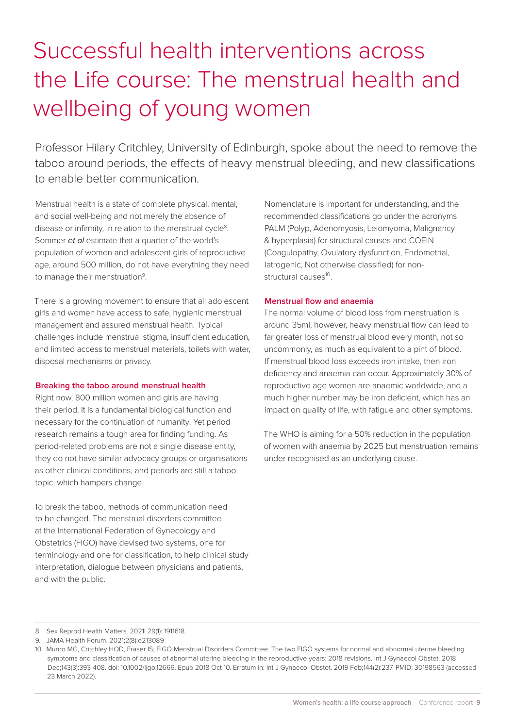# Successful health interventions across the Life course: The menstrual health and wellbeing of young women

Professor Hilary Critchley, University of Edinburgh, spoke about the need to remove the taboo around periods, the effects of heavy menstrual bleeding, and new classifications to enable better communication.

Menstrual health is a state of complete physical, mental, and social well-being and not merely the absence of disease or infirmity, in relation to the menstrual cycle[8]. Sommer *et al* estimate that a quarter of the world's population of women and adolescent girls of reproductive age, around 500 million, do not have everything they need to manage their menstruation[9].

There is a growing movement to ensure that all adolescent girls and women have access to safe, hygienic menstrual management and assured menstrual health. Typical challenges include menstrual stigma, insufficient education, and limited access to menstrual materials, toilets with water, disposal mechanisms or privacy.

### Breaking the taboo around menstrual health

Right now, 800 million women and girls are having their period. It is a fundamental biological function and necessary for the continuation of humanity. Yet period research remains a tough area for finding funding. As period-related problems are not a single disease entity, they do not have similar advocacy groups or organisations as other clinical conditions, and periods are still a taboo topic, which hampers change.

To break the taboo, methods of communication need to be changed. The menstrual disorders committee at the International Federation of Gynecology and Obstetrics (FIGO) have devised two systems, one for terminology and one for classification, to help clinical study interpretation, dialogue between physicians and patients, and with the public.

Nomenclature is important for understanding, and the recommended classifications go under the acronyms PALM (Polyp, Adenomyosis, Leiomyoma, Malignancy & hyperplasia) for structural causes and COEIN (Coagulopathy, Ovulatory dysfunction, Endometrial, Iatrogenic, Not otherwise classified) for non-structural causes[10].

### Menstrual flow and anaemia

The normal volume of blood loss from menstruation is around 35ml, however, heavy menstrual flow can lead to far greater loss of menstrual blood every month, not so uncommonly, as much as equivalent to a pint of blood. If menstrual blood loss exceeds iron intake, then iron deficiency and anaemia can occur. Approximately 30% of reproductive age women are anaemic worldwide, and a much higher number may be iron deficient, which has an impact on quality of life, with fatigue and other symptoms.

The WHO is aiming for a 50% reduction in the population of women with anaemia by 2025 but menstruation remains under recognised as an underlying cause.

---

8. Sex Reprod Health Matters. 2021l 29(1): 1911618
9. JAMA Health Forum. 2021;2(8):e213089
10. Munro MG, Critchley HOD, Fraser IS; FIGO Menstrual Disorders Committee. The two FIGO systems for normal and abnormal uterine bleeding symptoms and classification of causes of abnormal uterine bleeding in the reproductive years: 2018 revisions. Int J Gynaecol Obstet. 2018 Dec;143(3):393-408. doi: 10.1002/ijgo.12666. Epub 2018 Oct 10. Erratum in: Int J Gynaecol Obstet. 2019 Feb;144(2):237. PMID: 30198563 (accessed 23 March 2022).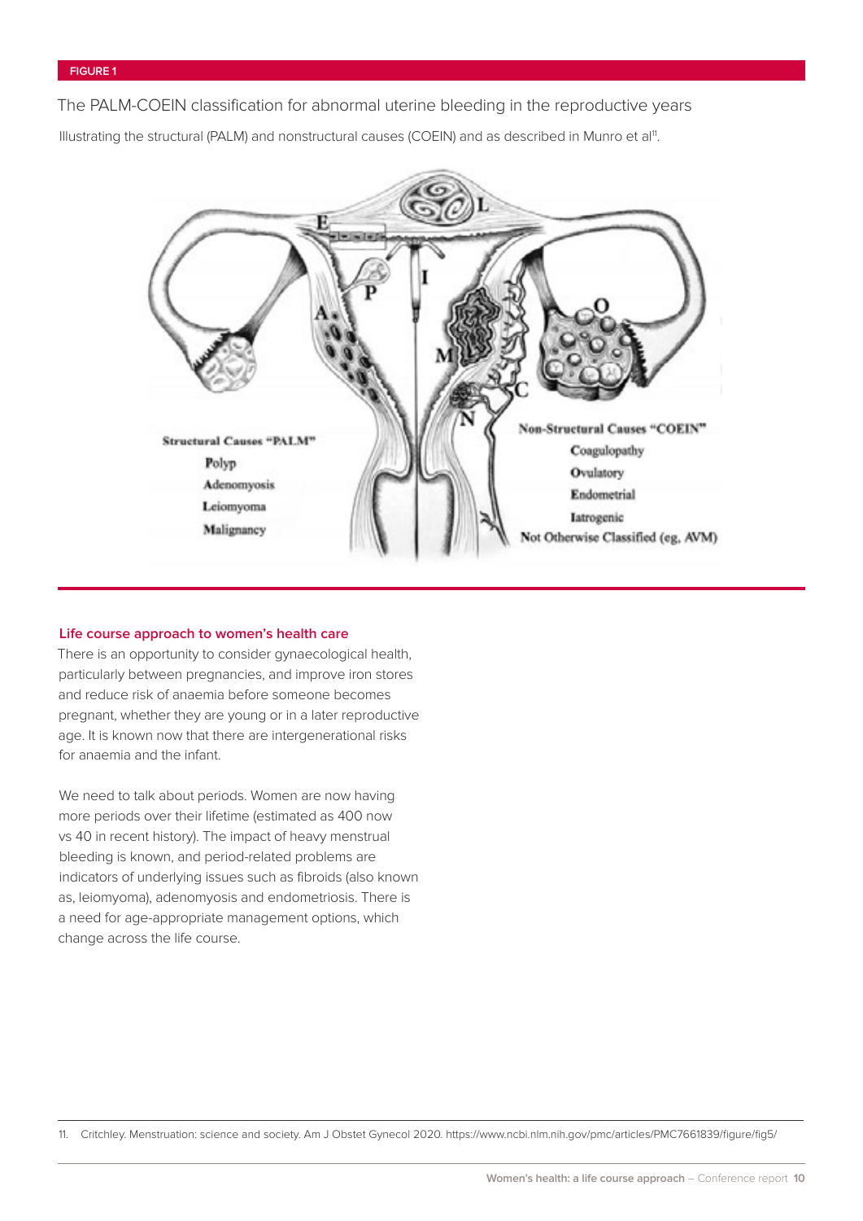FIGURE 1

The PALM-COEIN classification for abnormal uterine bleeding in the reproductive years

Illustrating the structural (PALM) and nonstructural causes (COEIN) and as described in Munro et al[11].

Structural Causes "PALM"
Polyp
Adenomyosis
Leiomyoma
Malignancy

Non-Structural Causes "COEIN"
Coagulopathy
Ovulatory
Endometrial
Iatrogenic
Not Otherwise Classified (eg, AVM)

### Life course approach to women's health care

There is an opportunity to consider gynaecological health, particularly between pregnancies, and improve iron stores and reduce risk of anaemia before someone becomes pregnant, whether they are young or in a later reproductive age. It is known now that there are intergenerational risks for anaemia and the infant.

We need to talk about periods. Women are now having more periods over their lifetime (estimated as 400 now vs 40 in recent history). The impact of heavy menstrual bleeding is known, and period-related problems are indicators of underlying issues such as fibroids (also known as, leiomyoma), adenomyosis and endometriosis. There is a need for age-appropriate management options, which change across the life course.

11. Critchley. Menstruation: science and society. Am J Obstet Gynecol 2020. https://www.ncbi.nlm.nih.gov/pmc/articles/PMC7661839/figure/fig5/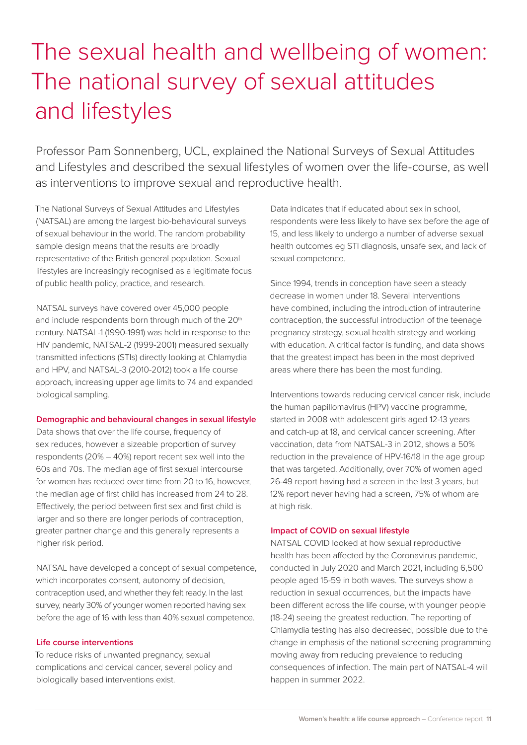# The sexual health and wellbeing of women: The national survey of sexual attitudes and lifestyles

Professor Pam Sonnenberg, UCL, explained the National Surveys of Sexual Attitudes and Lifestyles and described the sexual lifestyles of women over the life-course, as well as interventions to improve sexual and reproductive health.

The National Surveys of Sexual Attitudes and Lifestyles (NATSAL) are among the largest bio-behavioural surveys of sexual behaviour in the world. The random probability sample design means that the results are broadly representative of the British general population. Sexual lifestyles are increasingly recognised as a legitimate focus of public health policy, practice, and research.

NATSAL surveys have covered over 45,000 people and include respondents born through much of the 20th century. NATSAL-1 (1990-1991) was held in response to the HIV pandemic, NATSAL-2 (1999-2001) measured sexually transmitted infections (STIs) directly looking at Chlamydia and HPV, and NATSAL-3 (2010-2012) took a life course approach, increasing upper age limits to 74 and expanded biological sampling.

### Demographic and behavioural changes in sexual lifestyle

Data shows that over the life course, frequency of sex reduces, however a sizeable proportion of survey respondents (20% – 40%) report recent sex well into the 60s and 70s. The median age of first sexual intercourse for women has reduced over time from 20 to 16, however, the median age of first child has increased from 24 to 28. Effectively, the period between first sex and first child is larger and so there are longer periods of contraception, greater partner change and this generally represents a higher risk period.

NATSAL have developed a concept of sexual competence, which incorporates consent, autonomy of decision, contraception used, and whether they felt ready. In the last survey, nearly 30% of younger women reported having sex before the age of 16 with less than 40% sexual competence.

### Life course interventions

To reduce risks of unwanted pregnancy, sexual complications and cervical cancer, several policy and biologically based interventions exist.

Data indicates that if educated about sex in school, respondents were less likely to have sex before the age of 15, and less likely to undergo a number of adverse sexual health outcomes eg STI diagnosis, unsafe sex, and lack of sexual competence.

Since 1994, trends in conception have seen a steady decrease in women under 18. Several interventions have combined, including the introduction of intrauterine contraception, the successful introduction of the teenage pregnancy strategy, sexual health strategy and working with education. A critical factor is funding, and data shows that the greatest impact has been in the most deprived areas where there has been the most funding.

Interventions towards reducing cervical cancer risk, include the human papillomavirus (HPV) vaccine programme, started in 2008 with adolescent girls aged 12-13 years and catch-up at 18, and cervical cancer screening. After vaccination, data from NATSAL-3 in 2012, shows a 50% reduction in the prevalence of HPV-16/18 in the age group that was targeted. Additionally, over 70% of women aged 26-49 report having had a screen in the last 3 years, but 12% report never having had a screen, 75% of whom are at high risk.

### Impact of COVID on sexual lifestyle

NATSAL COVID looked at how sexual reproductive health has been affected by the Coronavirus pandemic, conducted in July 2020 and March 2021, including 6,500 people aged 15-59 in both waves. The surveys show a reduction in sexual occurrences, but the impacts have been different across the life course, with younger people (18-24) seeing the greatest reduction. The reporting of Chlamydia testing has also decreased, possible due to the change in emphasis of the national screening programming moving away from reducing prevalence to reducing consequences of infection. The main part of NATSAL-4 will happen in summer 2022.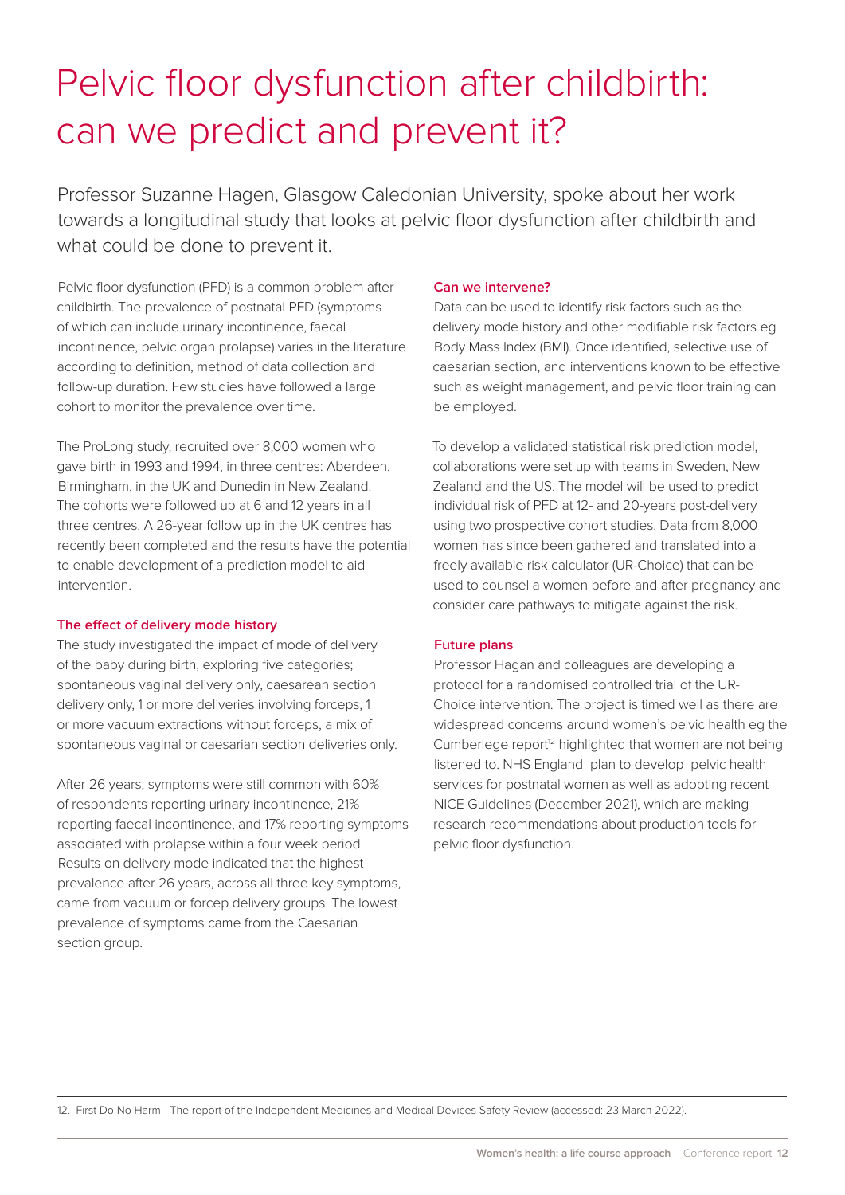# Pelvic floor dysfunction after childbirth: can we predict and prevent it?

Professor Suzanne Hagen, Glasgow Caledonian University, spoke about her work towards a longitudinal study that looks at pelvic floor dysfunction after childbirth and what could be done to prevent it.

Pelvic floor dysfunction (PFD) is a common problem after childbirth. The prevalence of postnatal PFD (symptoms of which can include urinary incontinence, faecal incontinence, pelvic organ prolapse) varies in the literature according to definition, method of data collection and follow-up duration. Few studies have followed a large cohort to monitor the prevalence over time.

The ProLong study, recruited over 8,000 women who gave birth in 1993 and 1994, in three centres: Aberdeen, Birmingham, in the UK and Dunedin in New Zealand. The cohorts were followed up at 6 and 12 years in all three centres. A 26-year follow up in the UK centres has recently been completed and the results have the potential to enable development of a prediction model to aid intervention.

### The effect of delivery mode history

The study investigated the impact of mode of delivery of the baby during birth, exploring five categories; spontaneous vaginal delivery only, caesarean section delivery only, 1 or more deliveries involving forceps, 1 or more vacuum extractions without forceps, a mix of spontaneous vaginal or caesarian section deliveries only.

After 26 years, symptoms were still common with 60% of respondents reporting urinary incontinence, 21% reporting faecal incontinence, and 17% reporting symptoms associated with prolapse within a four week period. Results on delivery mode indicated that the highest prevalence after 26 years, across all three key symptoms, came from vacuum or forcep delivery groups. The lowest prevalence of symptoms came from the Caesarian section group.

### Can we intervene?

Data can be used to identify risk factors such as the delivery mode history and other modifiable risk factors eg Body Mass Index (BMI). Once identified, selective use of caesarian section, and interventions known to be effective such as weight management, and pelvic floor training can be employed.

To develop a validated statistical risk prediction model, collaborations were set up with teams in Sweden, New Zealand and the US. The model will be used to predict individual risk of PFD at 12- and 20-years post-delivery using two prospective cohort studies. Data from 8,000 women has since been gathered and translated into a freely available risk calculator (UR-Choice) that can be used to counsel a women before and after pregnancy and consider care pathways to mitigate against the risk.

### Future plans

Professor Hagan and colleagues are developing a protocol for a randomised controlled trial of the UR-Choice intervention. The project is timed well as there are widespread concerns around women's pelvic health eg the Cumberlege report[12] highlighted that women are not being listened to. NHS England plan to develop pelvic health services for postnatal women as well as adopting recent NICE Guidelines (December 2021), which are making research recommendations about production tools for pelvic floor dysfunction.

---

12. First Do No Harm - The report of the Independent Medicines and Medical Devices Safety Review (accessed: 23 March 2022).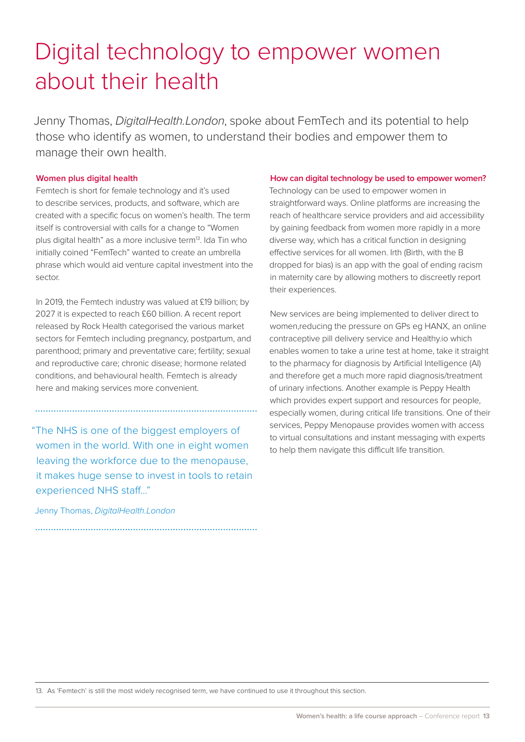# Digital technology to empower women about their health

Jenny Thomas, *DigitalHealth.London*, spoke about FemTech and its potential to help those who identify as women, to understand their bodies and empower them to manage their own health.

**Women plus digital health**

Femtech is short for female technology and it's used to describe services, products, and software, which are created with a specific focus on women's health. The term itself is controversial with calls for a change to "Women plus digital health" as a more inclusive term[13]. Ida Tin who initially coined "FemTech" wanted to create an umbrella phrase which would aid venture capital investment into the sector.

In 2019, the Femtech industry was valued at £19 billion; by 2027 it is expected to reach £60 billion. A recent report released by Rock Health categorised the various market sectors for Femtech including pregnancy, postpartum, and parenthood; primary and preventative care; fertility; sexual and reproductive care; chronic disease; hormone related conditions, and behavioural health. Femtech is already here and making services more convenient.

"The NHS is one of the biggest employers of women in the world. With one in eight women leaving the workforce due to the menopause, it makes huge sense to invest in tools to retain experienced NHS staff..."

Jenny Thomas, *DigitalHealth.London*

**How can digital technology be used to empower women?**

Technology can be used to empower women in straightforward ways. Online platforms are increasing the reach of healthcare service providers and aid accessibility by gaining feedback from women more rapidly in a more diverse way, which has a critical function in designing effective services for all women. Irth (Birth, with the B dropped for bias) is an app with the goal of ending racism in maternity care by allowing mothers to discreetly report their experiences.

New services are being implemented to deliver direct to women,reducing the pressure on GPs eg HANX, an online contraceptive pill delivery service and Healthy.io which enables women to take a urine test at home, take it straight to the pharmacy for diagnosis by Artificial Intelligence (AI) and therefore get a much more rapid diagnosis/treatment of urinary infections. Another example is Peppy Health which provides expert support and resources for people, especially women, during critical life transitions. One of their services, Peppy Menopause provides women with access to virtual consultations and instant messaging with experts to help them navigate this difficult life transition.

13. As 'Femtech' is still the most widely recognised term, we have continued to use it throughout this section.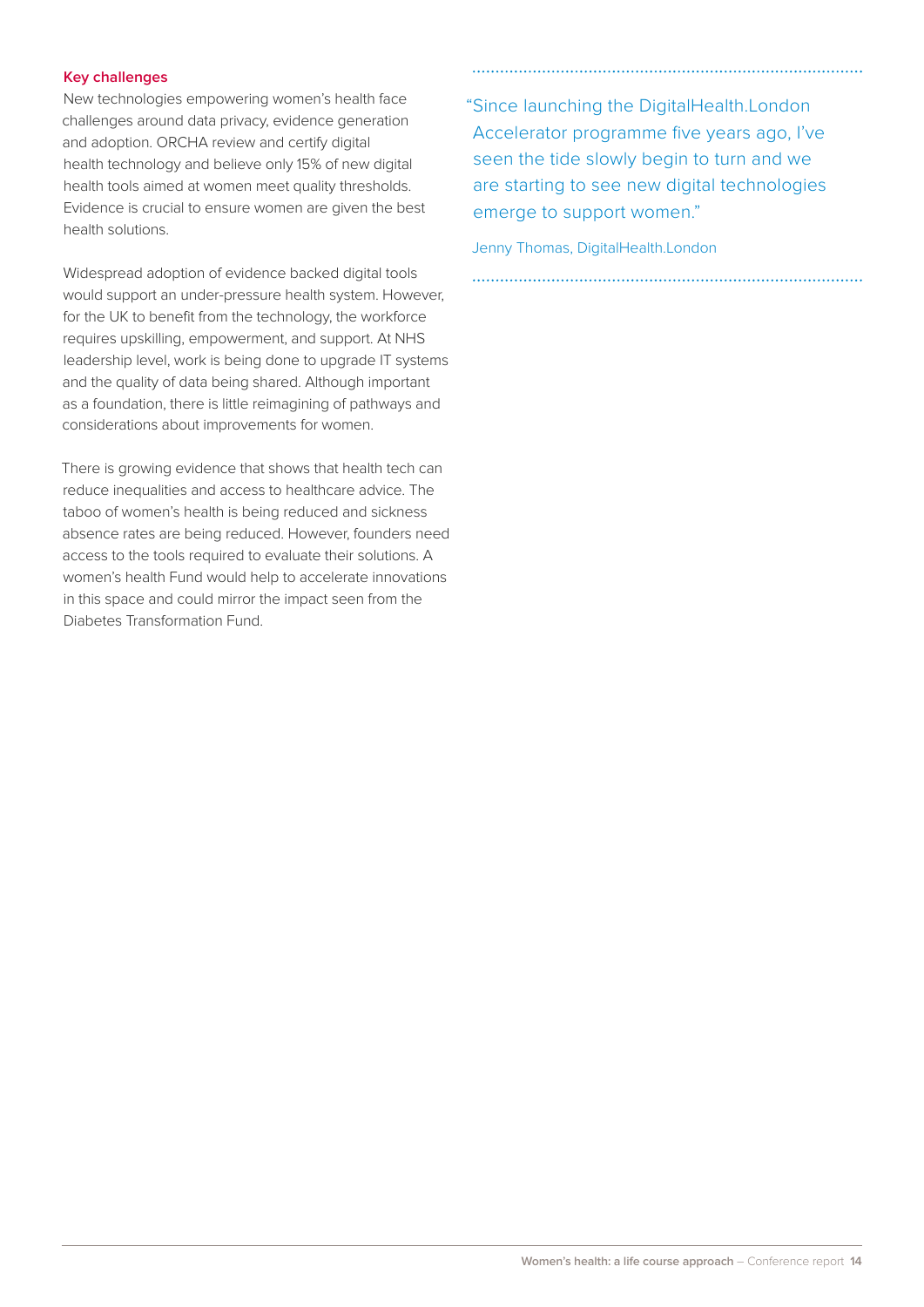### Key challenges

New technologies empowering women's health face challenges around data privacy, evidence generation and adoption. ORCHA review and certify digital health technology and believe only 15% of new digital health tools aimed at women meet quality thresholds. Evidence is crucial to ensure women are given the best health solutions.

Widespread adoption of evidence backed digital tools would support an under-pressure health system. However, for the UK to benefit from the technology, the workforce requires upskilling, empowerment, and support. At NHS leadership level, work is being done to upgrade IT systems and the quality of data being shared. Although important as a foundation, there is little reimagining of pathways and considerations about improvements for women.

There is growing evidence that shows that health tech can reduce inequalities and access to healthcare advice. The taboo of women's health is being reduced and sickness absence rates are being reduced. However, founders need access to the tools required to evaluate their solutions. A women's health Fund would help to accelerate innovations in this space and could mirror the impact seen from the Diabetes Transformation Fund.

> "Since launching the DigitalHealth.London Accelerator programme five years ago, I've seen the tide slowly begin to turn and we are starting to see new digital technologies emerge to support women."
>
> Jenny Thomas, DigitalHealth.London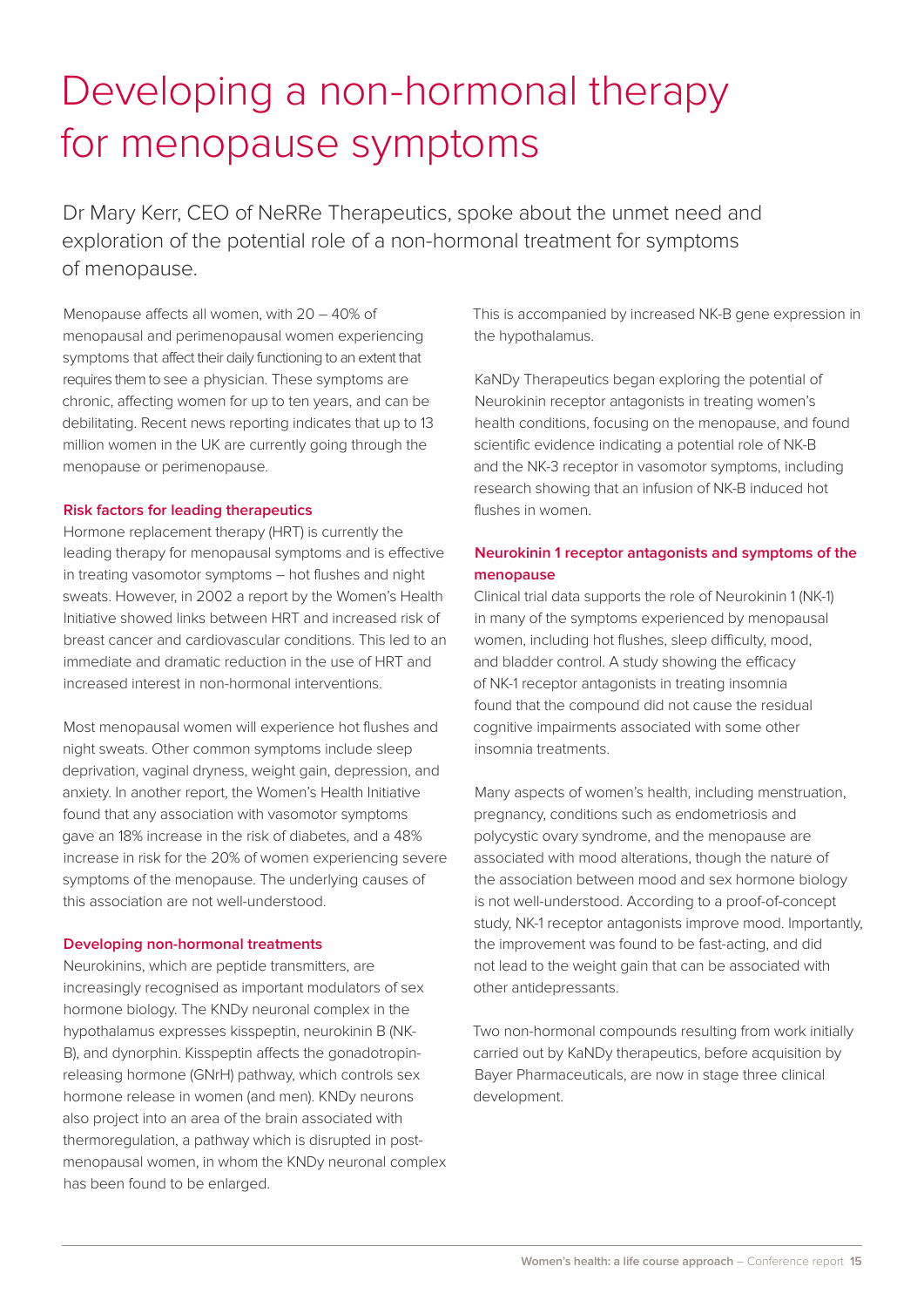# Developing a non-hormonal therapy for menopause symptoms

Dr Mary Kerr, CEO of NeRRe Therapeutics, spoke about the unmet need and exploration of the potential role of a non-hormonal treatment for symptoms of menopause.

Menopause affects all women, with 20 – 40% of menopausal and perimenopausal women experiencing symptoms that affect their daily functioning to an extent that requires them to see a physician. These symptoms are chronic, affecting women for up to ten years, and can be debilitating. Recent news reporting indicates that up to 13 million women in the UK are currently going through the menopause or perimenopause.

### Risk factors for leading therapeutics

Hormone replacement therapy (HRT) is currently the leading therapy for menopausal symptoms and is effective in treating vasomotor symptoms – hot flushes and night sweats. However, in 2002 a report by the Women's Health Initiative showed links between HRT and increased risk of breast cancer and cardiovascular conditions. This led to an immediate and dramatic reduction in the use of HRT and increased interest in non-hormonal interventions.

Most menopausal women will experience hot flushes and night sweats. Other common symptoms include sleep deprivation, vaginal dryness, weight gain, depression, and anxiety. In another report, the Women's Health Initiative found that any association with vasomotor symptoms gave an 18% increase in the risk of diabetes, and a 48% increase in risk for the 20% of women experiencing severe symptoms of the menopause. The underlying causes of this association are not well-understood.

### Developing non-hormonal treatments

Neurokinins, which are peptide transmitters, are increasingly recognised as important modulators of sex hormone biology. The KNDy neuronal complex in the hypothalamus expresses kisspeptin, neurokinin B (NK-B), and dynorphin. Kisspeptin affects the gonadotropin-releasing hormone (GNrH) pathway, which controls sex hormone release in women (and men). KNDy neurons also project into an area of the brain associated with thermoregulation, a pathway which is disrupted in post-menopausal women, in whom the KNDy neuronal complex has been found to be enlarged. This is accompanied by increased NK-B gene expression in the hypothalamus.

KaNDy Therapeutics began exploring the potential of Neurokinin receptor antagonists in treating women's health conditions, focusing on the menopause, and found scientific evidence indicating a potential role of NK-B and the NK-3 receptor in vasomotor symptoms, including research showing that an infusion of NK-B induced hot flushes in women.

### Neurokinin 1 receptor antagonists and symptoms of the menopause

Clinical trial data supports the role of Neurokinin 1 (NK-1) in many of the symptoms experienced by menopausal women, including hot flushes, sleep difficulty, mood, and bladder control. A study showing the efficacy of NK-1 receptor antagonists in treating insomnia found that the compound did not cause the residual cognitive impairments associated with some other insomnia treatments.

Many aspects of women's health, including menstruation, pregnancy, conditions such as endometriosis and polycystic ovary syndrome, and the menopause are associated with mood alterations, though the nature of the association between mood and sex hormone biology is not well-understood. According to a proof-of-concept study, NK-1 receptor antagonists improve mood. Importantly, the improvement was found to be fast-acting, and did not lead to the weight gain that can be associated with other antidepressants.

Two non-hormonal compounds resulting from work initially carried out by KaNDy therapeutics, before acquisition by Bayer Pharmaceuticals, are now in stage three clinical development.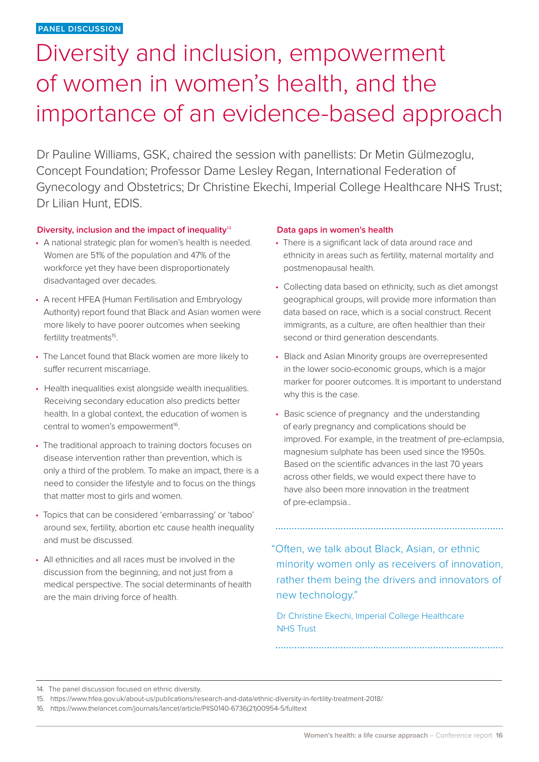PANEL DISCUSSION

# Diversity and inclusion, empowerment of women in women's health, and the importance of an evidence-based approach

Dr Pauline Williams, GSK, chaired the session with panellists: Dr Metin Gülmezoglu, Concept Foundation; Professor Dame Lesley Regan, International Federation of Gynecology and Obstetrics; Dr Christine Ekechi, Imperial College Healthcare NHS Trust; Dr Lilian Hunt, EDIS.

### Diversity, inclusion and the impact of inequality[14]

- A national strategic plan for women's health is needed. Women are 51% of the population and 47% of the workforce yet they have been disproportionately disadvantaged over decades.
- A recent HFEA (Human Fertilisation and Embryology Authority) report found that Black and Asian women were more likely to have poorer outcomes when seeking fertility treatments[15].
- The Lancet found that Black women are more likely to suffer recurrent miscarriage.
- Health inequalities exist alongside wealth inequalities. Receiving secondary education also predicts better health. In a global context, the education of women is central to women's empowerment[16].
- The traditional approach to training doctors focuses on disease intervention rather than prevention, which is only a third of the problem. To make an impact, there is a need to consider the lifestyle and to focus on the things that matter most to girls and women.
- Topics that can be considered 'embarrassing' or 'taboo' around sex, fertility, abortion etc cause health inequality and must be discussed.
- All ethnicities and all races must be involved in the discussion from the beginning, and not just from a medical perspective. The social determinants of health are the main driving force of health.

### Data gaps in women's health

- There is a significant lack of data around race and ethnicity in areas such as fertility, maternal mortality and postmenopausal health.
- Collecting data based on ethnicity, such as diet amongst geographical groups, will provide more information than data based on race, which is a social construct. Recent immigrants, as a culture, are often healthier than their second or third generation descendants.
- Black and Asian Minority groups are overrepresented in the lower socio-economic groups, which is a major marker for poorer outcomes. It is important to understand why this is the case.
- Basic science of pregnancy and the understanding of early pregnancy and complications should be improved. For example, in the treatment of pre-eclampsia, magnesium sulphate has been used since the 1950s. Based on the scientific advances in the last 70 years across other fields, we would expect there have to have also been more innovation in the treatment of pre-eclampsia..

> "Often, we talk about Black, Asian, or ethnic minority women only as receivers of innovation, rather them being the drivers and innovators of new technology."
>
> Dr Christine Ekechi, Imperial College Healthcare NHS Trust

---

14. The panel discussion focused on ethnic diversity.
15. https://www.hfea.gov.uk/about-us/publications/research-and-data/ethnic-diversity-in-fertility-treatment-2018/
16. https://www.thelancet.com/journals/lancet/article/PIIS0140-6736(21)00954-5/fulltext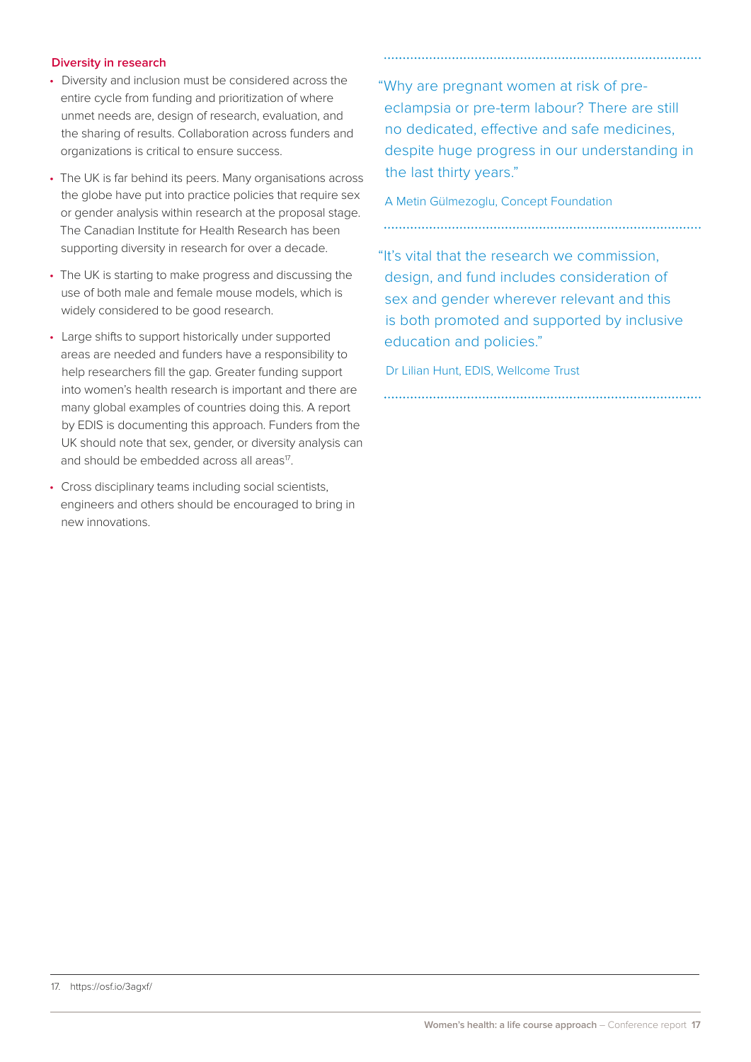### Diversity in research

- Diversity and inclusion must be considered across the entire cycle from funding and prioritization of where unmet needs are, design of research, evaluation, and the sharing of results. Collaboration across funders and organizations is critical to ensure success.
- The UK is far behind its peers. Many organisations across the globe have put into practice policies that require sex or gender analysis within research at the proposal stage. The Canadian Institute for Health Research has been supporting diversity in research for over a decade.
- The UK is starting to make progress and discussing the use of both male and female mouse models, which is widely considered to be good research.
- Large shifts to support historically under supported areas are needed and funders have a responsibility to help researchers fill the gap. Greater funding support into women's health research is important and there are many global examples of countries doing this. A report by EDIS is documenting this approach. Funders from the UK should note that sex, gender, or diversity analysis can and should be embedded across all areas[17].
- Cross disciplinary teams including social scientists, engineers and others should be encouraged to bring in new innovations.

"Why are pregnant women at risk of pre-eclampsia or pre-term labour? There are still no dedicated, effective and safe medicines, despite huge progress in our understanding in the last thirty years."

A Metin Gülmezoglu, Concept Foundation

"It's vital that the research we commission, design, and fund includes consideration of sex and gender wherever relevant and this is both promoted and supported by inclusive education and policies."

Dr Lilian Hunt, EDIS, Wellcome Trust

17. https://osf.io/3agxf/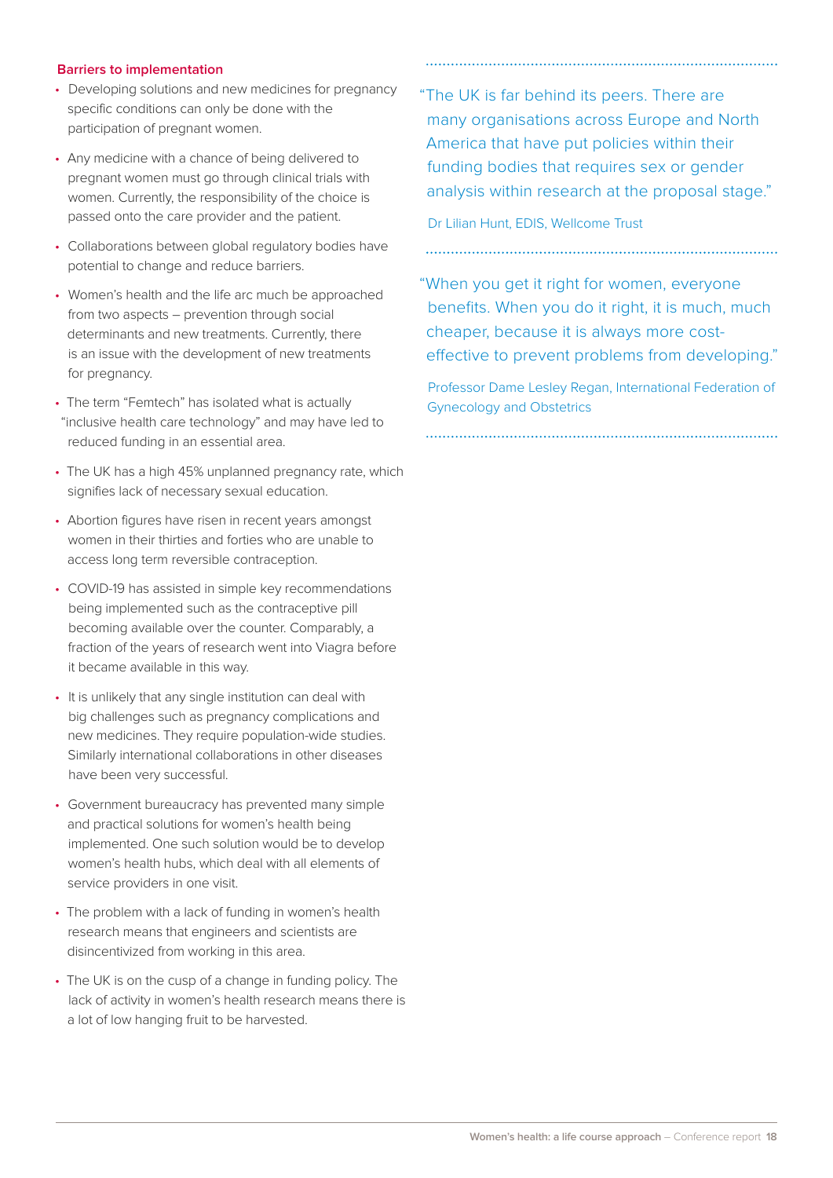### Barriers to implementation

- Developing solutions and new medicines for pregnancy specific conditions can only be done with the participation of pregnant women.
- Any medicine with a chance of being delivered to pregnant women must go through clinical trials with women. Currently, the responsibility of the choice is passed onto the care provider and the patient.
- Collaborations between global regulatory bodies have potential to change and reduce barriers.
- Women's health and the life arc much be approached from two aspects – prevention through social determinants and new treatments. Currently, there is an issue with the development of new treatments for pregnancy.
- The term "Femtech" has isolated what is actually "inclusive health care technology" and may have led to reduced funding in an essential area.
- The UK has a high 45% unplanned pregnancy rate, which signifies lack of necessary sexual education.
- Abortion figures have risen in recent years amongst women in their thirties and forties who are unable to access long term reversible contraception.
- COVID-19 has assisted in simple key recommendations being implemented such as the contraceptive pill becoming available over the counter. Comparably, a fraction of the years of research went into Viagra before it became available in this way.
- It is unlikely that any single institution can deal with big challenges such as pregnancy complications and new medicines. They require population-wide studies. Similarly international collaborations in other diseases have been very successful.
- Government bureaucracy has prevented many simple and practical solutions for women's health being implemented. One such solution would be to develop women's health hubs, which deal with all elements of service providers in one visit.
- The problem with a lack of funding in women's health research means that engineers and scientists are disincentivized from working in this area.
- The UK is on the cusp of a change in funding policy. The lack of activity in women's health research means there is a lot of low hanging fruit to be harvested.

> "The UK is far behind its peers. There are many organisations across Europe and North America that have put policies within their funding bodies that requires sex or gender analysis within research at the proposal stage."
>
> Dr Lilian Hunt, EDIS, Wellcome Trust

> "When you get it right for women, everyone benefits. When you do it right, it is much, much cheaper, because it is always more cost-effective to prevent problems from developing."
>
> Professor Dame Lesley Regan, International Federation of Gynecology and Obstetrics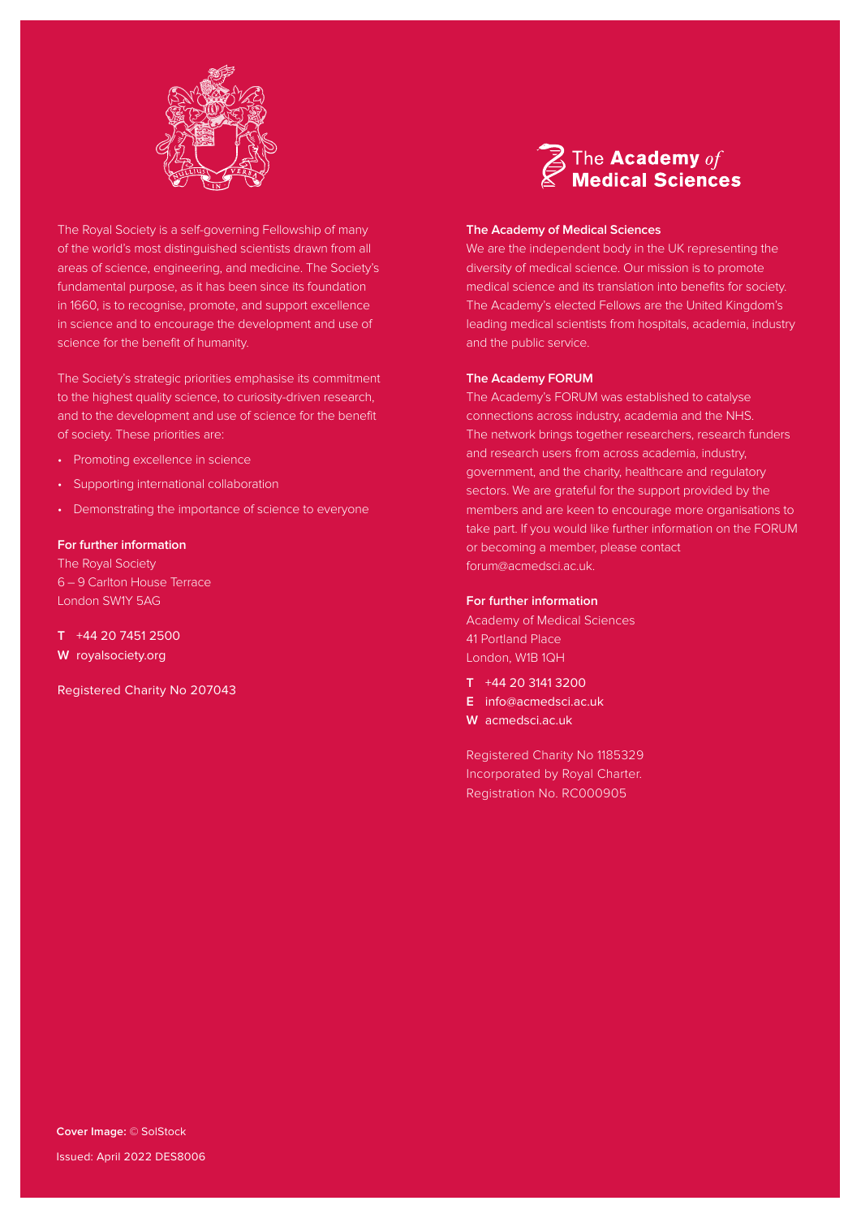The Royal Society is a self-governing Fellowship of many of the world's most distinguished scientists drawn from all areas of science, engineering, and medicine. The Society's fundamental purpose, as it has been since its foundation in 1660, is to recognise, promote, and support excellence in science and to encourage the development and use of science for the benefit of humanity.

The Society's strategic priorities emphasise its commitment to the highest quality science, to curiosity-driven research, and to the development and use of science for the benefit of society. These priorities are:

- Promoting excellence in science
- Supporting international collaboration
- Demonstrating the importance of science to everyone

**For further information**

The Royal Society
6 – 9 Carlton House Terrace
London SW1Y 5AG

**T** +44 20 7451 2500
**W** royalsociety.org

Registered Charity No 207043

The Academy *of* Medical Sciences

**The Academy of Medical Sciences**

We are the independent body in the UK representing the diversity of medical science. Our mission is to promote medical science and its translation into benefits for society. The Academy's elected Fellows are the United Kingdom's leading medical scientists from hospitals, academia, industry and the public service.

**The Academy FORUM**

The Academy's FORUM was established to catalyse connections across industry, academia and the NHS. The network brings together researchers, research funders and research users from across academia, industry, government, and the charity, healthcare and regulatory sectors. We are grateful for the support provided by the members and are keen to encourage more organisations to take part. If you would like further information on the FORUM or becoming a member, please contact forum@acmedsci.ac.uk.

**For further information**

Academy of Medical Sciences
41 Portland Place
London, W1B 1QH

**T** +44 20 3141 3200
**E** info@acmedsci.ac.uk
**W** acmedsci.ac.uk

Registered Charity No 1185329
Incorporated by Royal Charter.
Registration No. RC000905

**Cover Image:** © SolStock

Issued: April 2022 DES8006